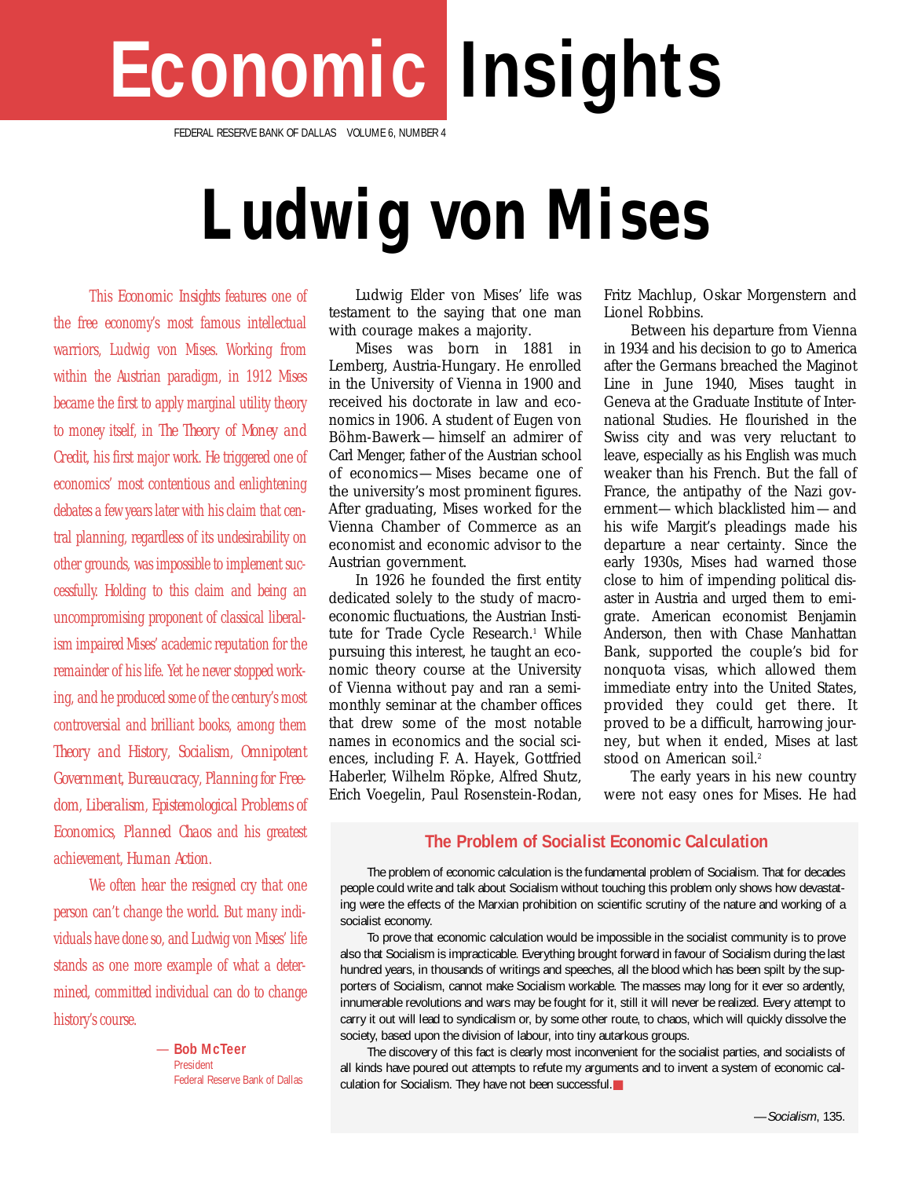# Economic Insights

FEDERAL RESERVE BANK OF DALLAS VOLUME 6, NUMBER 4

# Ludwig von Mises

*This Economic Insights features one of the free economy's most famous intellectual warriors, Ludwig von Mises. Working from within the Austrian paradigm, in 1912 Mises became the first to apply marginal utility theory to money itself, in The Theory of Money and Credit, his first major work. He triggered one of economics' most contentious and enlightening debates a few years later with his claim that central planning, regardless of its undesirability on other grounds, was impossible to implement successfully. Holding to this claim and being an uncompromising proponent of classical liberalism impaired Mises' academic reputation for the remainder of his life. Yet he never stopped working, and he produced some of the century's most controversial and brilliant books, among them Theory and History, Socialism, Omnipotent Government, Bureaucracy, Planning for Freedom, Liberalism, Epistemological Problems of Economics, Planned Chaos and his greatest achievement, Human Action.*

*We often hear the resigned cry that one person can't change the world. But many individuals have done so, and Ludwig von Mises' life stands as one more example of what a determined, committed individual can do to change history's course.*

— **Bob McTeer**
President
Federal Reserve Bank of Dallas

Ludwig Elder von Mises' life was testament to the saying that one man with courage makes a majority.

Mises was born in 1881 in Lemberg, Austria-Hungary. He enrolled in the University of Vienna in 1900 and received his doctorate in law and economics in 1906. A student of Eugen von Böhm-Bawerk—himself an admirer of Carl Menger, father of the Austrian school of economics—Mises became one of the university's most prominent figures. After graduating, Mises worked for the Vienna Chamber of Commerce as an economist and economic advisor to the Austrian government.

In 1926 he founded the first entity dedicated solely to the study of macroeconomic fluctuations, the Austrian Institute for Trade Cycle Research.[1] While pursuing this interest, he taught an economic theory course at the University of Vienna without pay and ran a semimonthly seminar at the chamber offices that drew some of the most notable names in economics and the social sciences, including F. A. Hayek, Gottfried Haberler, Wilhelm Röpke, Alfred Shutz, Erich Voegelin, Paul Rosenstein-Rodan, Fritz Machlup, Oskar Morgenstern and Lionel Robbins.

Between his departure from Vienna in 1934 and his decision to go to America after the Germans breached the Maginot Line in June 1940, Mises taught in Geneva at the Graduate Institute of International Studies. He flourished in the Swiss city and was very reluctant to leave, especially as his English was much weaker than his French. But the fall of France, the antipathy of the Nazi government—which blacklisted him—and his wife Margit's pleadings made his departure a near certainty. Since the early 1930s, Mises had warned those close to him of impending political disaster in Austria and urged them to emigrate. American economist Benjamin Anderson, then with Chase Manhattan Bank, supported the couple's bid for nonquota visas, which allowed them immediate entry into the United States, provided they could get there. It proved to be a difficult, harrowing journey, but when it ended, Mises at last stood on American soil.[2]

The early years in his new country were not easy ones for Mises. He had

## The Problem of Socialist Economic Calculation

The problem of economic calculation is the fundamental problem of Socialism. That for decades people could write and talk about Socialism without touching this problem only shows how devastating were the effects of the Marxian prohibition on scientific scrutiny of the nature and working of a socialist economy.

To prove that economic calculation would be impossible in the socialist community is to prove also that Socialism is impracticable. Everything brought forward in favour of Socialism during the last hundred years, in thousands of writings and speeches, all the blood which has been spilt by the supporters of Socialism, cannot make Socialism workable. The masses may long for it ever so ardently, innumerable revolutions and wars may be fought for it, still it will never be realized. Every attempt to carry it out will lead to syndicalism or, by some other route, to chaos, which will quickly dissolve the society, based upon the division of labour, into tiny autarkous groups.

The discovery of this fact is clearly most inconvenient for the socialist parties, and socialists of all kinds have poured out attempts to refute my arguments and to invent a system of economic calculation for Socialism. They have not been successful.

—*Socialism*, 135.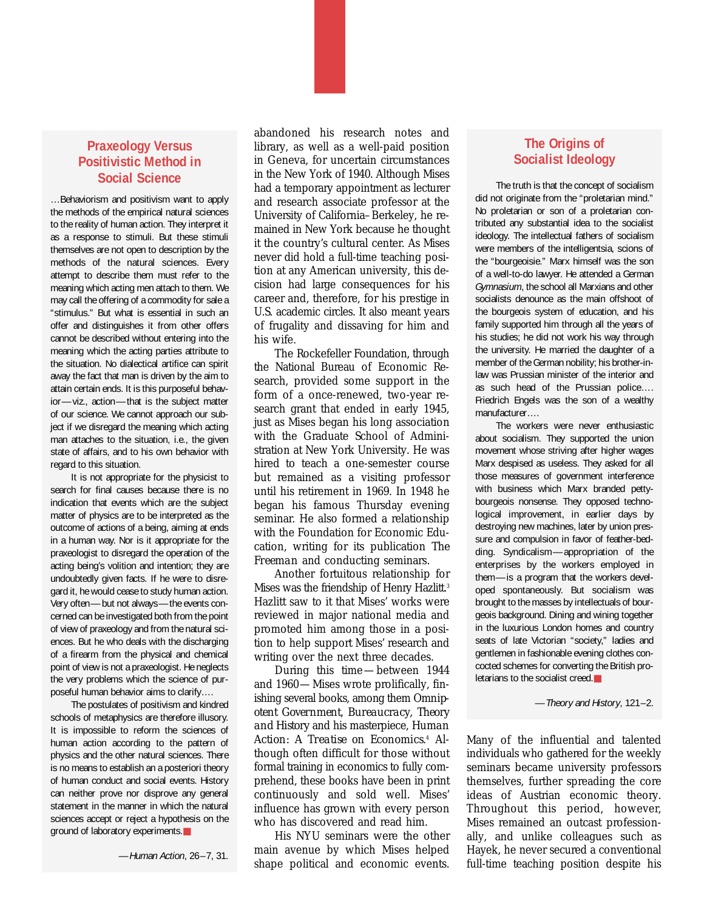## Praxeology Versus Positivistic Method in Social Science

…Behaviorism and positivism want to apply the methods of the empirical natural sciences to the reality of human action. They interpret it as a response to stimuli. But these stimuli themselves are not open to description by the methods of the natural sciences. Every attempt to describe them must refer to the meaning which acting men attach to them. We may call the offering of a commodity for sale a "stimulus." But what is essential in such an offer and distinguishes it from other offers cannot be described without entering into the meaning which the acting parties attribute to the situation. No dialectical artifice can spirit away the fact that man is driven by the aim to attain certain ends. It is this purposeful behavior—viz., action—that is the subject matter of our science. We cannot approach our subject if we disregard the meaning which acting man attaches to the situation, i.e., the given state of affairs, and to his own behavior with regard to this situation.

It is not appropriate for the physicist to search for final causes because there is no indication that events which are the subject matter of physics are to be interpreted as the outcome of actions of a being, aiming at ends in a human way. Nor is it appropriate for the praxeologist to disregard the operation of the acting being's volition and intention; they are undoubtedly given facts. If he were to disregard it, he would cease to study human action. Very often—but not always—the events concerned can be investigated both from the point of view of praxeology and from the natural sciences. But he who deals with the discharging of a firearm from the physical and chemical point of view is not a praxeologist. He neglects the very problems which the science of purposeful human behavior aims to clarify….

The postulates of positivism and kindred schools of metaphysics are therefore illusory. It is impossible to reform the sciences of human action according to the pattern of physics and the other natural sciences. There is no means to establish an a posteriori theory of human conduct and social events. History can neither prove nor disprove any general statement in the manner in which the natural sciences accept or reject a hypothesis on the ground of laboratory experiments.

—*Human Action*, 26–7, 31.

abandoned his research notes and library, as well as a well-paid position in Geneva, for uncertain circumstances in the New York of 1940. Although Mises had a temporary appointment as lecturer and research associate professor at the University of California–Berkeley, he remained in New York because he thought it the country's cultural center. As Mises never did hold a full-time teaching position at any American university, this decision had large consequences for his career and, therefore, for his prestige in U.S. academic circles. It also meant years of frugality and dissaving for him and his wife.

The Rockefeller Foundation, through the National Bureau of Economic Research, provided some support in the form of a once-renewed, two-year research grant that ended in early 1945, just as Mises began his long association with the Graduate School of Administration at New York University. He was hired to teach a one-semester course but remained as a visiting professor until his retirement in 1969. In 1948 he began his famous Thursday evening seminar. He also formed a relationship with the Foundation for Economic Education, writing for its publication *The Freeman* and conducting seminars.

Another fortuitous relationship for Mises was the friendship of Henry Hazlitt.[3] Hazlitt saw to it that Mises' works were reviewed in major national media and promoted him among those in a position to help support Mises' research and writing over the next three decades.

During this time—between 1944 and 1960—Mises wrote prolifically, finishing several books, among them *Omnipotent Government*, *Bureaucracy*, *Theory and History* and his masterpiece, *Human Action: A Treatise on Economics*.[4] Although often difficult for those without formal training in economics to fully comprehend, these books have been in print continuously and sold well. Mises' influence has grown with every person who has discovered and read him.

His NYU seminars were the other main avenue by which Mises helped shape political and economic events.

## The Origins of Socialist Ideology

The truth is that the concept of socialism did not originate from the "proletarian mind." No proletarian or son of a proletarian contributed any substantial idea to the socialist ideology. The intellectual fathers of socialism were members of the intelligentsia, scions of the "bourgeoisie." Marx himself was the son of a well-to-do lawyer. He attended a German *Gymnasium*, the school all Marxians and other socialists denounce as the main offshoot of the bourgeois system of education, and his family supported him through all the years of his studies; he did not work his way through the university. He married the daughter of a member of the German nobility; his brother-in-law was Prussian minister of the interior and as such head of the Prussian police.… Friedrich Engels was the son of a wealthy manufacturer….

The workers were never enthusiastic about socialism. They supported the union movement whose striving after higher wages Marx despised as useless. They asked for all those measures of government interference with business which Marx branded petty-bourgeois nonsense. They opposed technological improvement, in earlier days by destroying new machines, later by union pressure and compulsion in favor of feather-bedding. Syndicalism—appropriation of the enterprises by the workers employed in them—is a program that the workers developed spontaneously. But socialism was brought to the masses by intellectuals of bourgeois background. Dining and wining together in the luxurious London homes and country seats of late Victorian "society," ladies and gentlemen in fashionable evening clothes concocted schemes for converting the British proletarians to the socialist creed.

—*Theory and History*, 121–2.

Many of the influential and talented individuals who gathered for the weekly seminars became university professors themselves, further spreading the core ideas of Austrian economic theory. Throughout this period, however, Mises remained an outcast professionally, and unlike colleagues such as Hayek, he never secured a conventional full-time teaching position despite his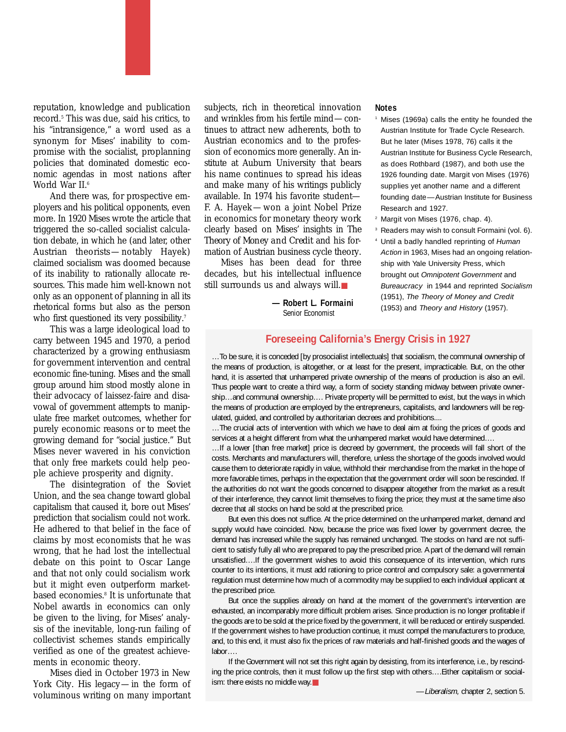reputation, knowledge and publication record.[5] This was due, said his critics, to his "intransigence," a word used as a synonym for Mises' inability to compromise with the socialist, proplanning policies that dominated domestic economic agendas in most nations after World War II.[6]

And there was, for prospective employers and his political opponents, even more. In 1920 Mises wrote the article that triggered the so-called socialist calculation debate, in which he (and later, other Austrian theorists—notably Hayek) claimed socialism was doomed because of its inability to rationally allocate resources. This made him well-known not only as an opponent of planning in all its rhetorical forms but also as the person who first questioned its very possibility.[7]

This was a large ideological load to carry between 1945 and 1970, a period characterized by a growing enthusiasm for government intervention and central economic fine-tuning. Mises and the small group around him stood mostly alone in their advocacy of laissez-faire and disavowal of government attempts to manipulate free market outcomes, whether for purely economic reasons or to meet the growing demand for "social justice." But Mises never wavered in his conviction that only free markets could help people achieve prosperity and dignity.

The disintegration of the Soviet Union, and the sea change toward global capitalism that caused it, bore out Mises' prediction that socialism could not work. He adhered to that belief in the face of claims by most economists that he was wrong, that he had lost the intellectual debate on this point to Oscar Lange and that not only could socialism work but it might even outperform market-based economies.[8] It is unfortunate that Nobel awards in economics can only be given to the living, for Mises' analysis of the inevitable, long-run failing of collectivist schemes stands empirically verified as one of the greatest achievements in economic theory.

Mises died in October 1973 in New York City. His legacy—in the form of voluminous writing on many important subjects, rich in theoretical innovation and wrinkles from his fertile mind—continues to attract new adherents, both to Austrian economics and to the profession of economics more generally. An institute at Auburn University that bears his name continues to spread his ideas and make many of his writings publicly available. In 1974 his favorite student—F. A. Hayek—won a joint Nobel Prize in economics for monetary theory work clearly based on Mises' insights in The Theory of Money and Credit and his formation of Austrian business cycle theory.

Mises has been dead for three decades, but his intellectual influence still surrounds us and always will.

**— Robert L. Formaini**
Senior Economist

### Notes

1. Mises (1969a) calls the entity he founded the Austrian Institute for Trade Cycle Research. But he later (Mises 1978, 76) calls it the Austrian Institute for Business Cycle Research, as does Rothbard (1987), and both use the 1926 founding date. Margit von Mises (1976) supplies yet another name and a different founding date—Austrian Institute for Business Research and 1927.
2. Margit von Mises (1976, chap. 4).
3. Readers may wish to consult Formaini (vol. 6).
4. Until a badly handled reprinting of *Human Action* in 1963, Mises had an ongoing relationship with Yale University Press, which brought out *Omnipotent Government* and *Bureaucracy* in 1944 and reprinted *Socialism* (1951), *The Theory of Money and Credit* (1953) and *Theory and History* (1957).

## Foreseeing California's Energy Crisis in 1927

…To be sure, it is conceded [by prosocialist intellectuals] that socialism, the communal ownership of the means of production, is altogether, or at least for the present, impracticable. But, on the other hand, it is asserted that unhampered private ownership of the means of production is also an evil. Thus people want to create a third way, a form of society standing midway between private ownership…and communal ownership…. Private property will be permitted to exist, but the ways in which the means of production are employed by the entrepreneurs, capitalists, and landowners will be regulated, guided, and controlled by authoritarian decrees and prohibitions....

…The crucial acts of intervention with which we have to deal aim at fixing the prices of goods and services at a height different from what the unhampered market would have determined….

…If a lower [than free market] price is decreed by government, the proceeds will fall short of the costs. Merchants and manufacturers will, therefore, unless the shortage of the goods involved would cause them to deteriorate rapidly in value, withhold their merchandise from the market in the hope of more favorable times, perhaps in the expectation that the government order will soon be rescinded. If the authorities do not want the goods concerned to disappear altogether from the market as a result of their interference, they cannot limit themselves to fixing the price; they must at the same time also decree that all stocks on hand be sold at the prescribed price.

But even this does not suffice. At the price determined on the unhampered market, demand and supply would have coincided. Now, because the price was fixed lower by government decree, the demand has increased while the supply has remained unchanged. The stocks on hand are not sufficient to satisfy fully all who are prepared to pay the prescribed price. A part of the demand will remain unsatisfied….If the government wishes to avoid this consequence of its intervention, which runs counter to its intentions, it must add rationing to price control and compulsory sale: a governmental regulation must determine how much of a commodity may be supplied to each individual applicant at the prescribed price.

But once the supplies already on hand at the moment of the government's intervention are exhausted, an incomparably more difficult problem arises. Since production is no longer profitable if the goods are to be sold at the price fixed by the government, it will be reduced or entirely suspended. If the government wishes to have production continue, it must compel the manufacturers to produce, and, to this end, it must also fix the prices of raw materials and half-finished goods and the wages of labor….

If the Government will not set this right again by desisting, from its interference, i.e., by rescinding the price controls, then it must follow up the first step with others….Either capitalism or socialism: there exists no middle way.

—*Liberalism*, chapter 2, section 5.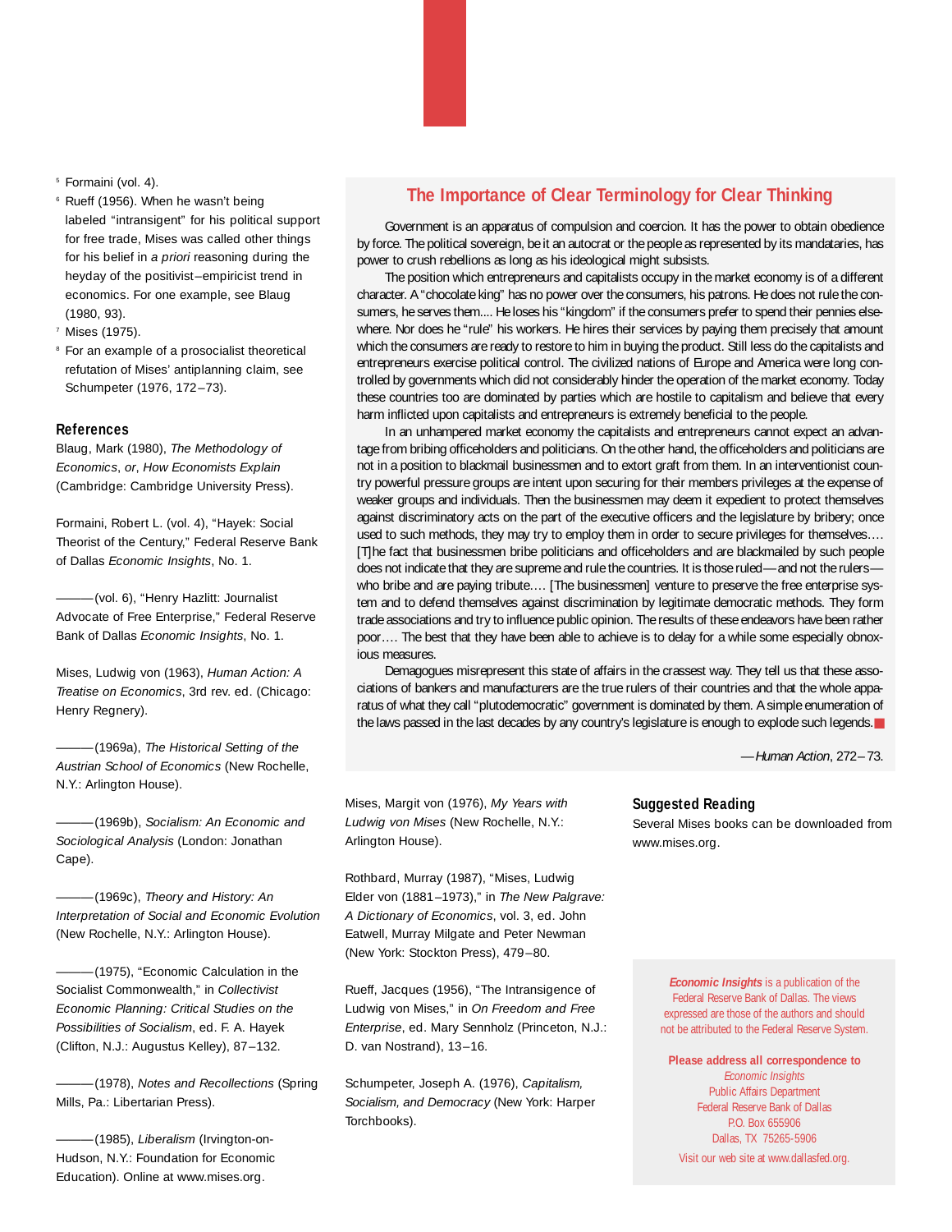[5] Formaini (vol. 4).

[6] Rueff (1956). When he wasn't being labeled "intransigent" for his political support for free trade, Mises was called other things for his belief in *a priori* reasoning during the heyday of the positivist–empiricist trend in economics. For one example, see Blaug (1980, 93).

[7] Mises (1975).

[8] For an example of a prosocialist theoretical refutation of Mises' antiplanning claim, see Schumpeter (1976, 172–73).

## References

Blaug, Mark (1980), *The Methodology of Economics*, *or*, *How Economists Explain* (Cambridge: Cambridge University Press).

Formaini, Robert L. (vol. 4), "Hayek: Social Theorist of the Century," Federal Reserve Bank of Dallas *Economic Insights*, No. 1.

———(vol. 6), "Henry Hazlitt: Journalist Advocate of Free Enterprise," Federal Reserve Bank of Dallas *Economic Insights*, No. 1.

Mises, Ludwig von (1963), *Human Action: A Treatise on Economics*, 3rd rev. ed. (Chicago: Henry Regnery).

———(1969a), *The Historical Setting of the Austrian School of Economics* (New Rochelle, N.Y.: Arlington House).

———(1969b), *Socialism: An Economic and Sociological Analysis* (London: Jonathan Cape).

———(1969c), *Theory and History: An Interpretation of Social and Economic Evolution* (New Rochelle, N.Y.: Arlington House).

———(1975), "Economic Calculation in the Socialist Commonwealth," in *Collectivist Economic Planning: Critical Studies on the Possibilities of Socialism*, ed. F. A. Hayek (Clifton, N.J.: Augustus Kelley), 87–132.

———(1978), *Notes and Recollections* (Spring Mills, Pa.: Libertarian Press).

———(1985), *Liberalism* (Irvington-on-Hudson, N.Y.: Foundation for Economic Education). Online at www.mises.org.

Mises, Margit von (1976), *My Years with Ludwig von Mises* (New Rochelle, N.Y.: Arlington House).

Rothbard, Murray (1987), "Mises, Ludwig Elder von (1881–1973)," in *The New Palgrave: A Dictionary of Economics*, vol. 3, ed. John Eatwell, Murray Milgate and Peter Newman (New York: Stockton Press), 479–80.

Rueff, Jacques (1956), "The Intransigence of Ludwig von Mises," in *On Freedom and Free Enterprise*, ed. Mary Sennholz (Princeton, N.J.: D. van Nostrand), 13–16.

Schumpeter, Joseph A. (1976), *Capitalism, Socialism, and Democracy* (New York: Harper Torchbooks).

## The Importance of Clear Terminology for Clear Thinking

Government is an apparatus of compulsion and coercion. It has the power to obtain obedience by force. The political sovereign, be it an autocrat or the people as represented by its mandataries, has power to crush rebellions as long as his ideological might subsists.

The position which entrepreneurs and capitalists occupy in the market economy is of a different character. A "chocolate king" has no power over the consumers, his patrons. He does not rule the consumers, he serves them.... He loses his "kingdom" if the consumers prefer to spend their pennies elsewhere. Nor does he "rule" his workers. He hires their services by paying them precisely that amount which the consumers are ready to restore to him in buying the product. Still less do the capitalists and entrepreneurs exercise political control. The civilized nations of Europe and America were long controlled by governments which did not considerably hinder the operation of the market economy. Today these countries too are dominated by parties which are hostile to capitalism and believe that every harm inflicted upon capitalists and entrepreneurs is extremely beneficial to the people.

In an unhampered market economy the capitalists and entrepreneurs cannot expect an advantage from bribing officeholders and politicians. On the other hand, the officeholders and politicians are not in a position to blackmail businessmen and to extort graft from them. In an interventionist country powerful pressure groups are intent upon securing for their members privileges at the expense of weaker groups and individuals. Then the businessmen may deem it expedient to protect themselves against discriminatory acts on the part of the executive officers and the legislature by bribery; once used to such methods, they may try to employ them in order to secure privileges for themselves.... [T]he fact that businessmen bribe politicians and officeholders and are blackmailed by such people does not indicate that they are supreme and rule the countries. It is those ruled—and not the rulers—who bribe and are paying tribute.... [The businessmen] venture to preserve the free enterprise system and to defend themselves against discrimination by legitimate democratic methods. They form trade associations and try to influence public opinion. The results of these endeavors have been rather poor.... The best that they have been able to achieve is to delay for a while some especially obnoxious measures.

Demagogues misrepresent this state of affairs in the crassest way. They tell us that these associations of bankers and manufacturers are the true rulers of their countries and that the whole apparatus of what they call "plutodemocratic" government is dominated by them. A simple enumeration of the laws passed in the last decades by any country's legislature is enough to explode such legends.

—*Human Action*, 272–73.

## Suggested Reading

Several Mises books can be downloaded from www.mises.org.

***Economic Insights*** is a publication of the Federal Reserve Bank of Dallas. The views expressed are those of the authors and should not be attributed to the Federal Reserve System.

**Please address all correspondence to**
*Economic Insights*
Public Affairs Department
Federal Reserve Bank of Dallas
P.O. Box 655906
Dallas, TX 75265-5906

Visit our web site at www.dallasfed.org.